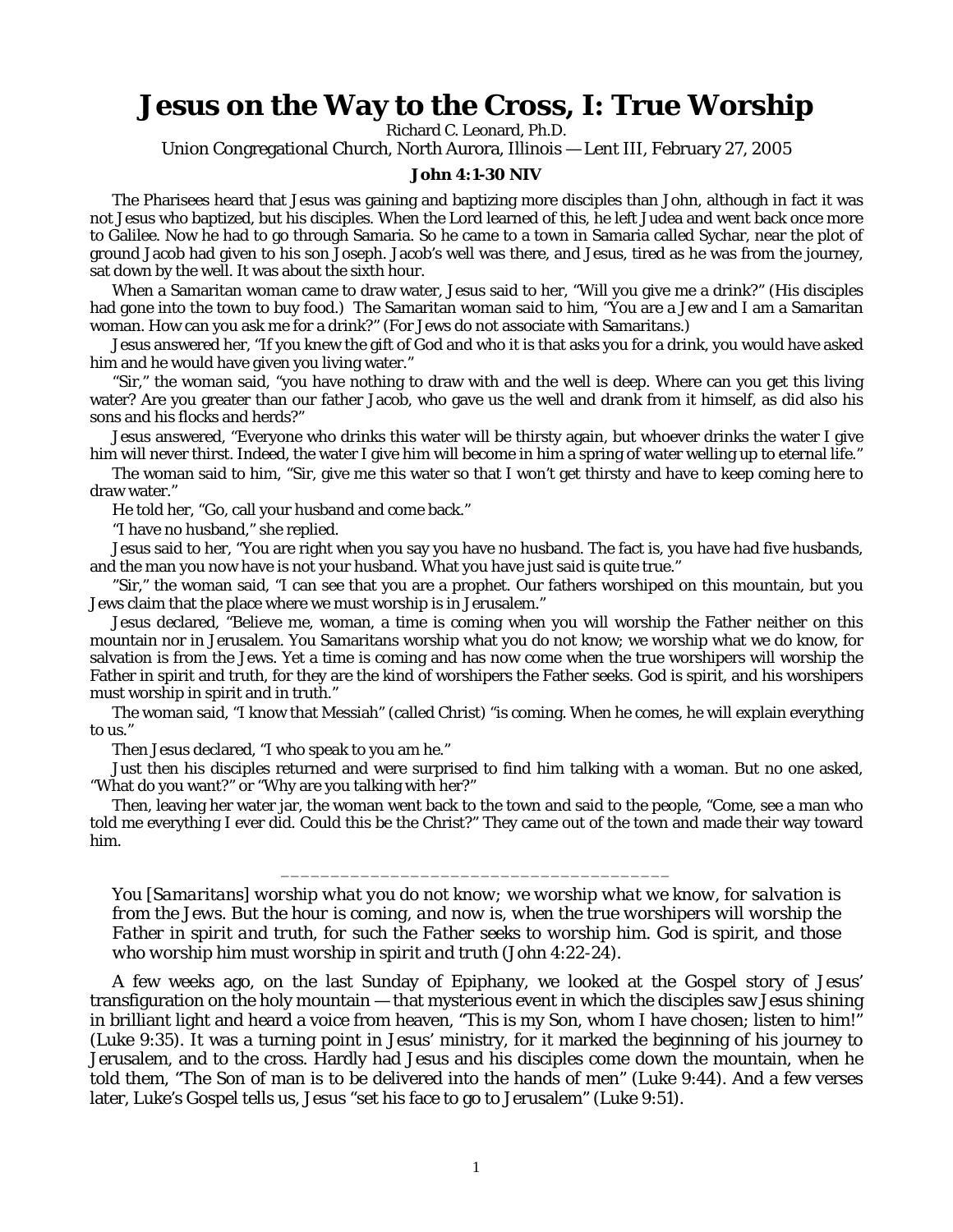# Jesus on the Way to the Cross, I: True Worship

Richard C. Leonard, Ph.D.

Union Congregational Church, North Aurora, Illinois — Lent III, February 27, 2005

**John 4:1-30 NIV**

The Pharisees heard that Jesus was gaining and baptizing more disciples than John, although in fact it was not Jesus who baptized, but his disciples. When the Lord learned of this, he left Judea and went back once more to Galilee. Now he had to go through Samaria. So he came to a town in Samaria called Sychar, near the plot of ground Jacob had given to his son Joseph. Jacob's well was there, and Jesus, tired as he was from the journey, sat down by the well. It was about the sixth hour.

When a Samaritan woman came to draw water, Jesus said to her, "Will you give me a drink?" (His disciples had gone into the town to buy food.) The Samaritan woman said to him, "You are a Jew and I am a Samaritan woman. How can you ask me for a drink?" (For Jews do not associate with Samaritans.)

Jesus answered her, "If you knew the gift of God and who it is that asks you for a drink, you would have asked him and he would have given you living water."

"Sir," the woman said, "you have nothing to draw with and the well is deep. Where can you get this living water? Are you greater than our father Jacob, who gave us the well and drank from it himself, as did also his sons and his flocks and herds?"

Jesus answered, "Everyone who drinks this water will be thirsty again, but whoever drinks the water I give him will never thirst. Indeed, the water I give him will become in him a spring of water welling up to eternal life."

The woman said to him, "Sir, give me this water so that I won't get thirsty and have to keep coming here to draw water."

He told her, "Go, call your husband and come back."

"I have no husband," she replied.

Jesus said to her, "You are right when you say you have no husband. The fact is, you have had five husbands, and the man you now have is not your husband. What you have just said is quite true."

"Sir," the woman said, "I can see that you are a prophet. Our fathers worshiped on this mountain, but you Jews claim that the place where we must worship is in Jerusalem."

Jesus declared, "Believe me, woman, a time is coming when you will worship the Father neither on this mountain nor in Jerusalem. You Samaritans worship what you do not know; we worship what we do know, for salvation is from the Jews. Yet a time is coming and has now come when the true worshipers will worship the Father in spirit and truth, for they are the kind of worshipers the Father seeks. God is spirit, and his worshipers must worship in spirit and in truth."

The woman said, "I know that Messiah" (called Christ) "is coming. When he comes, he will explain everything to us."

Then Jesus declared, "I who speak to you am he."

Just then his disciples returned and were surprised to find him talking with a woman. But no one asked, "What do you want?" or "Why are you talking with her?"

Then, leaving her water jar, the woman went back to the town and said to the people, "Come, see a man who told me everything I ever did. Could this be the Christ?" They came out of the town and made their way toward him.

_______________________________________

*You [Samaritans] worship what you do not know; we worship what we know, for salvation is from the Jews. But the hour is coming, and now is, when the true worshipers will worship the Father in spirit and truth, for such the Father seeks to worship him. God is spirit, and those who worship him must worship in spirit and truth* (John 4:22-24).

A few weeks ago, on the last Sunday of Epiphany, we looked at the Gospel story of Jesus' transfiguration on the holy mountain — that mysterious event in which the disciples saw Jesus shining in brilliant light and heard a voice from heaven, "This is my Son, whom I have chosen; listen to him!" (Luke 9:35). It was a turning point in Jesus' ministry, for it marked the beginning of his journey to Jerusalem, and to the cross. Hardly had Jesus and his disciples come down the mountain, when he told them, "The Son of man is to be delivered into the hands of men" (Luke 9:44). And a few verses later, Luke's Gospel tells us, Jesus "set his face to go to Jerusalem" (Luke 9:51).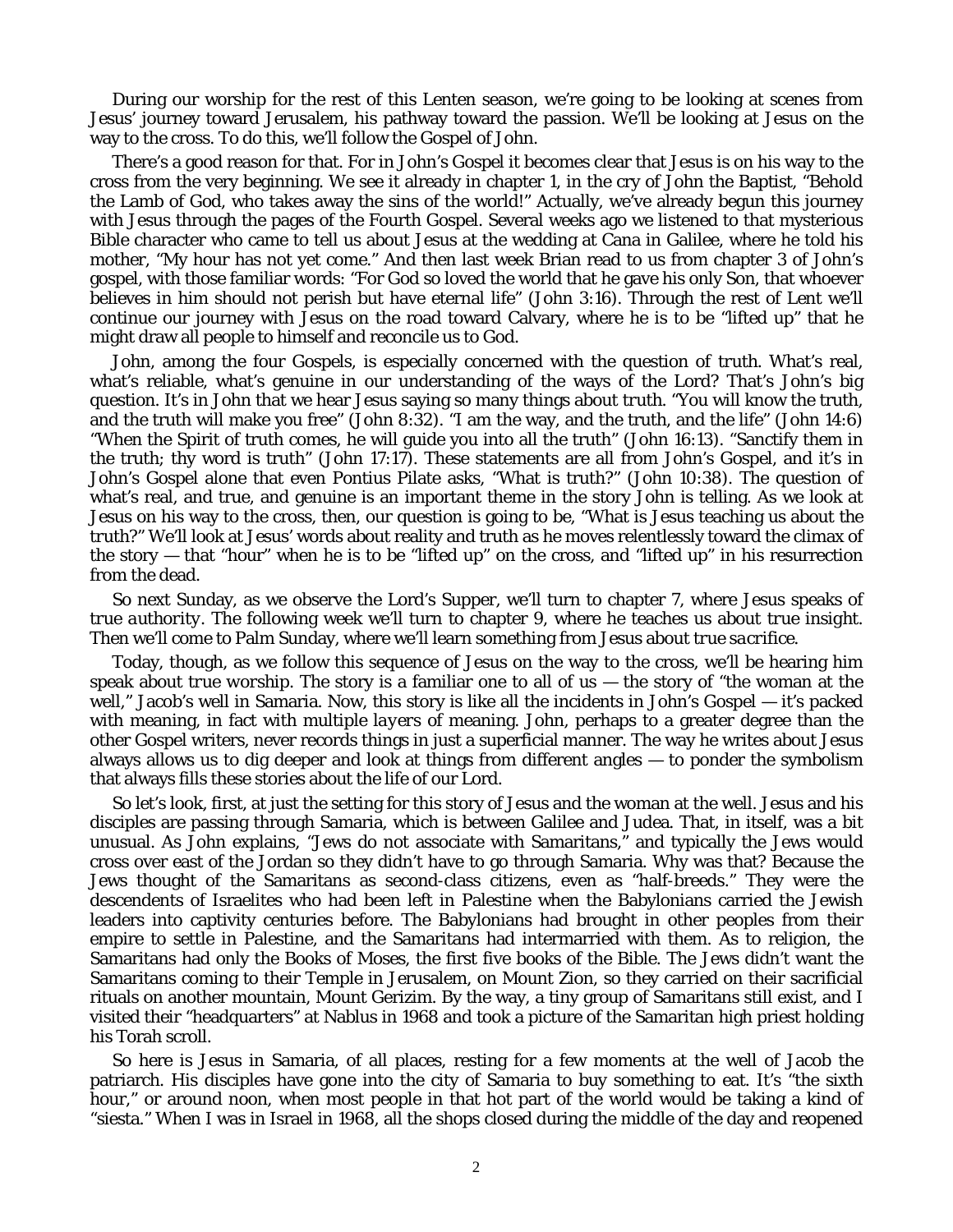During our worship for the rest of this Lenten season, we're going to be looking at scenes from Jesus' journey toward Jerusalem, his pathway toward the passion. We'll be looking at Jesus on the way to the cross. To do this, we'll follow the Gospel of John.

There's a good reason for that. For in John's Gospel it becomes clear that Jesus is on his way to the cross from the very beginning. We see it already in chapter 1, in the cry of John the Baptist, "Behold the Lamb of God, who takes away the sins of the world!" Actually, we've already begun this journey with Jesus through the pages of the Fourth Gospel. Several weeks ago we listened to that mysterious Bible character who came to tell us about Jesus at the wedding at Cana in Galilee, where he told his mother, "My hour has not yet come." And then last week Brian read to us from chapter 3 of John's gospel, with those familiar words: "For God so loved the world that he gave his only Son, that whoever believes in him should not perish but have eternal life" (John 3:16). Through the rest of Lent we'll continue our journey with Jesus on the road toward Calvary, where he is to be "lifted up" that he might draw all people to himself and reconcile us to God.

John, among the four Gospels, is especially concerned with the question of truth. What's real, what's reliable, what's genuine in our understanding of the ways of the Lord? That's John's big question. It's in John that we hear Jesus saying so many things about truth. "You will know the truth, and the truth will make you free" (John 8:32). "I am the way, and the truth, and the life" (John 14:6) "When the Spirit of truth comes, he will guide you into all the truth" (John 16:13). "Sanctify them in the truth; thy word is truth" (John 17:17). These statements are all from John's Gospel, and it's in John's Gospel alone that even Pontius Pilate asks, "What is truth?" (John 10:38). The question of what's real, and true, and genuine is an important theme in the story John is telling. As we look at Jesus on his way to the cross, then, our question is going to be, "What is Jesus teaching us about the truth?" We'll look at Jesus' words about reality and truth as he moves relentlessly toward the climax of the story — that "hour" when he is to be "lifted up" on the cross, and "lifted up" in his resurrection from the dead.

So next Sunday, as we observe the Lord's Supper, we'll turn to chapter 7, where Jesus speaks of *true authority*. The following week we'll turn to chapter 9, where he teaches us about *true insight*. Then we'll come to Palm Sunday, where we'll learn something from Jesus about *true sacrifice*.

Today, though, as we follow this sequence of Jesus on the way to the cross, we'll be hearing him speak about *true worship*. The story is a familiar one to all of us — the story of "the woman at the well," Jacob's well in Samaria. Now, this story is like all the incidents in John's Gospel — it's packed with meaning, in fact with multiple *layers* of meaning. John, perhaps to a greater degree than the other Gospel writers, never records things in just a superficial manner. The way he writes about Jesus always allows us to dig deeper and look at things from different angles — to ponder the symbolism that always fills these stories about the life of our Lord.

So let's look, first, at just the setting for this story of Jesus and the woman at the well. Jesus and his disciples are passing through Samaria, which is between Galilee and Judea. That, in itself, was a bit unusual. As John explains, "Jews do not associate with Samaritans," and typically the Jews would cross over east of the Jordan so they didn't have to go through Samaria. Why was that? Because the Jews thought of the Samaritans as second-class citizens, even as "half-breeds." They were the descendents of Israelites who had been left in Palestine when the Babylonians carried the Jewish leaders into captivity centuries before. The Babylonians had brought in other peoples from their empire to settle in Palestine, and the Samaritans had intermarried with them. As to religion, the Samaritans had only the Books of Moses, the first five books of the Bible. The Jews didn't want the Samaritans coming to their Temple in Jerusalem, on Mount Zion, so they carried on their sacrificial rituals on another mountain, Mount Gerizim. By the way, a tiny group of Samaritans still exist, and I visited their "headquarters" at Nablus in 1968 and took a picture of the Samaritan high priest holding his Torah scroll.

So here is Jesus in Samaria, of all places, resting for a few moments at the well of Jacob the patriarch. His disciples have gone into the city of Samaria to buy something to eat. It's "the sixth hour," or around noon, when most people in that hot part of the world would be taking a kind of "siesta." When I was in Israel in 1968, all the shops closed during the middle of the day and reopened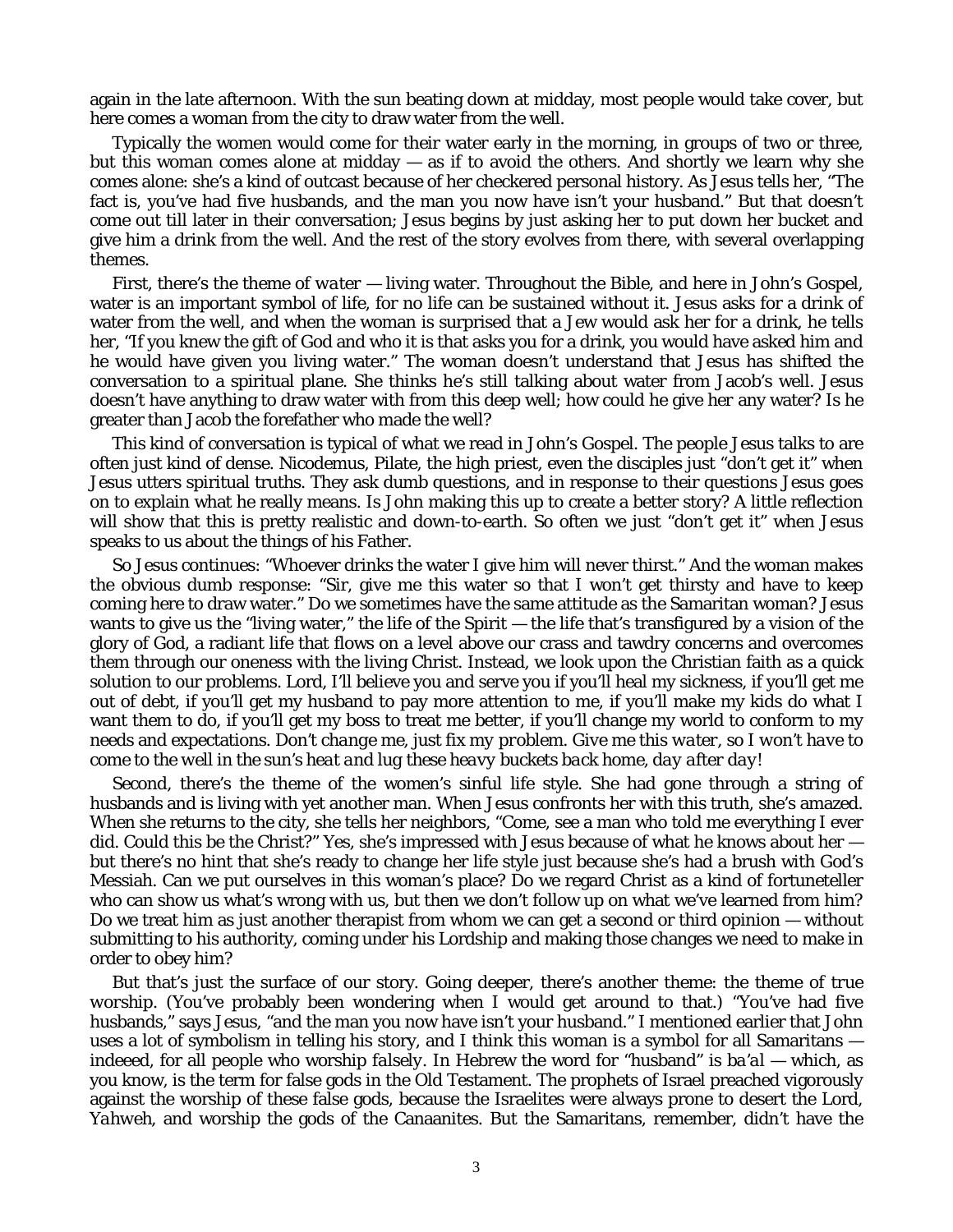again in the late afternoon. With the sun beating down at midday, most people would take cover, but here comes a woman from the city to draw water from the well.

Typically the women would come for their water early in the morning, in groups of two or three, but this woman comes alone at midday — as if to avoid the others. And shortly we learn why she comes alone: she's a kind of outcast because of her checkered personal history. As Jesus tells her, "The fact is, you've had five husbands, and the man you now have isn't your husband." But that doesn't come out till later in their conversation; Jesus begins by just asking her to put down her bucket and give him a drink from the well. And the rest of the story evolves from there, with several overlapping themes.

First, there's the theme of *water* — living water. Throughout the Bible, and here in John's Gospel, water is an important symbol of life, for no life can be sustained without it. Jesus asks for a drink of water from the well, and when the woman is surprised that a Jew would ask her for a drink, he tells her, "If you knew the gift of God and who it is that asks you for a drink, you would have asked him and he would have given you living water." The woman doesn't understand that Jesus has shifted the conversation to a spiritual plane. She thinks he's still talking about water from Jacob's well. Jesus doesn't have anything to draw water with from this deep well; how could he give her any water? Is he greater than Jacob the forefather who made the well?

This kind of conversation is typical of what we read in John's Gospel. The people Jesus talks to are often just kind of dense. Nicodemus, Pilate, the high priest, even the disciples just "don't get it" when Jesus utters spiritual truths. They ask dumb questions, and in response to their questions Jesus goes on to explain what he really means. Is John making this up to create a better story? A little reflection will show that this is pretty realistic and down-to-earth. So often we just "don't get it" when Jesus speaks to us about the things of his Father.

So Jesus continues: "Whoever drinks the water I give him will never thirst." And the woman makes the obvious dumb response: "Sir, give me this water so that I won't get thirsty and have to keep coming here to draw water." Do we sometimes have the same attitude as the Samaritan woman? Jesus wants to give us the "living water," the life of the Spirit — the life that's transfigured by a vision of the glory of God, a radiant life that flows on a level above our crass and tawdry concerns and overcomes them through our oneness with the living Christ. Instead, we look upon the Christian faith as a quick solution to our problems. Lord, I'll believe you and serve you if you'll heal my sickness, if you'll get me out of debt, if you'll get my husband to pay more attention to me, if you'll make my kids do what I want them to do, if you'll get my boss to treat me better, if you'll change my world to conform to my needs and expectations. *Don't change me, just fix my problem. Give me this water, so I won't have to come to the well in the sun's heat and lug these heavy buckets back home, day after day!*

Second, there's the theme of the women's sinful life style. She had gone through a string of husbands and is living with yet another man. When Jesus confronts her with this truth, she's amazed. When she returns to the city, she tells her neighbors, "Come, see a man who told me everything I ever did. Could this be the Christ?" Yes, she's impressed with Jesus because of what he knows about her — but there's no hint that she's ready to change her life style just because she's had a brush with God's Messiah. Can we put ourselves in this woman's place? Do we regard Christ as a kind of fortuneteller who can show us what's wrong with us, but then we don't follow up on what we've learned from him? Do we treat him as just another therapist from whom we can get a second or third opinion — without submitting to his authority, coming under his Lordship and making those changes we need to make in order to obey him?

But that's just the surface of our story. Going deeper, there's another theme: the theme of *true worship*. (You've probably been wondering when I would get around to that.) "You've had five husbands," says Jesus, "and the man you now have isn't your husband." I mentioned earlier that John uses a lot of symbolism in telling his story, and I think this woman is a symbol for all Samaritans — indeeed, for all people who worship *falsely*. In Hebrew the word for "husband" is *ba'al* — which, as you know, is the term for false gods in the Old Testament. The prophets of Israel preached vigorously against the worship of these false gods, because the Israelites were always prone to desert the Lord, *Yahweh*, and worship the gods of the Canaanites. But the Samaritans, remember, didn't have the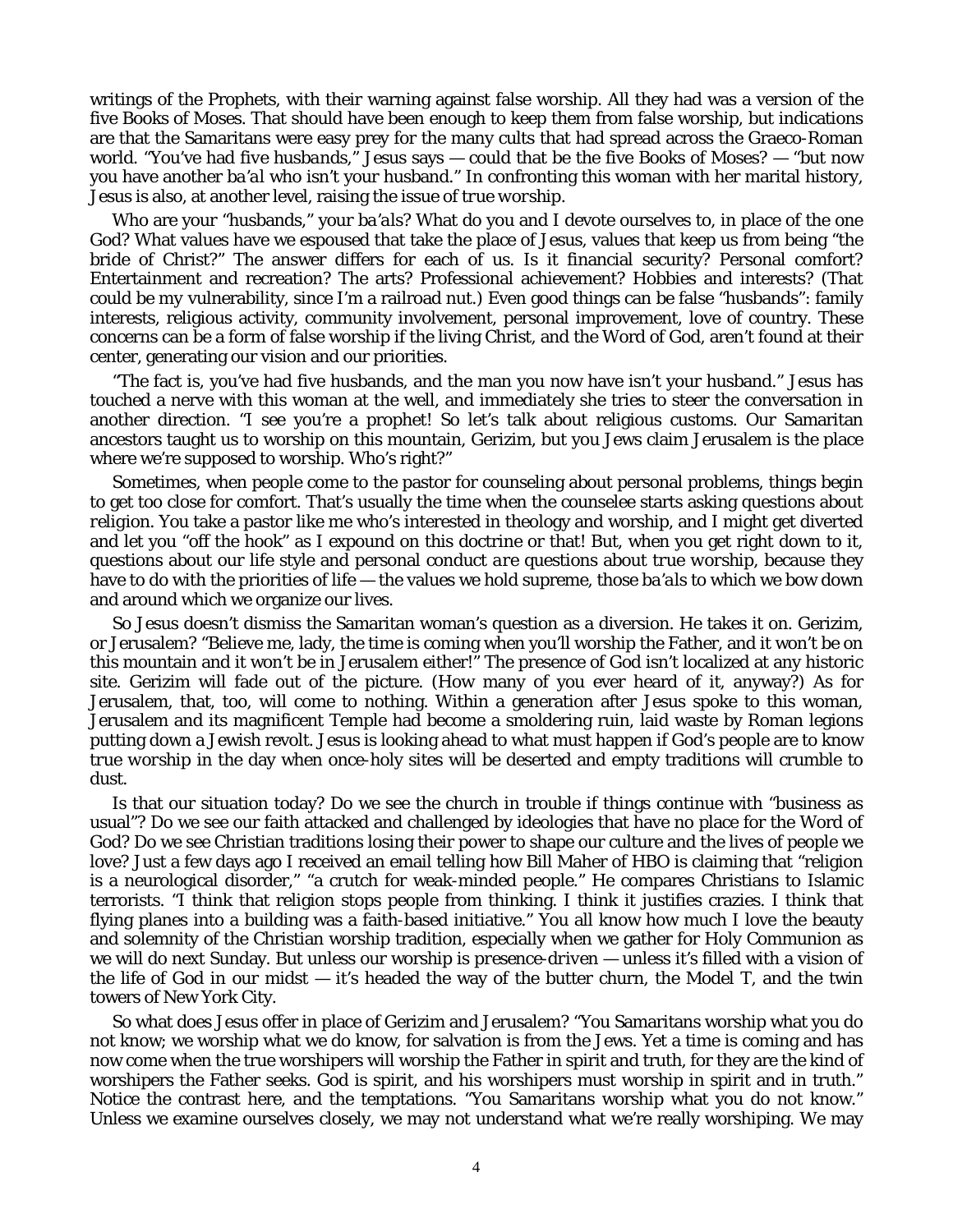writings of the Prophets, with their warning against false worship. All they had was a version of the five Books of Moses. That should have been enough to keep them from false worship, but indications are that the Samaritans were easy prey for the many cults that had spread across the Graeco-Roman world. "You've had *five husbands*," Jesus says — could that be the five Books of Moses? — "but now you have another *ba'al* who isn't your husband." In confronting this woman with her marital history, Jesus is also, at another level, raising the issue of *true worship*.

Who are your "husbands," your *ba'als*? What do you and I devote ourselves to, in place of the one God? What values have we espoused that take the place of Jesus, values that keep us from being "the bride of Christ?" The answer differs for each of us. Is it financial security? Personal comfort? Entertainment and recreation? The arts? Professional achievement? Hobbies and interests? (That could be my vulnerability, since I'm a railroad nut.) Even good things can be false "husbands": family interests, religious activity, community involvement, personal improvement, love of country. These concerns can be a form of false worship if the living Christ, and the Word of God, aren't found at their center, generating our vision and our priorities.

"The fact is, you've had five husbands, and the man you now have isn't your husband." Jesus has touched a nerve with this woman at the well, and immediately she tries to steer the conversation in another direction. "I see you're a prophet! So let's talk about religious customs. Our Samaritan ancestors taught us to worship on this mountain, Gerizim, but you Jews claim Jerusalem is the place where we're supposed to worship. Who's right?"

Sometimes, when people come to the pastor for counseling about personal problems, things begin to get too close for comfort. That's usually the time when the counselee starts asking questions about *religion*. You take a pastor like me who's interested in theology and worship, and I might get diverted and let you "off the hook" as I expound on this doctrine or that! But, when you get right down to it, questions about our life style and personal conduct *are* questions about *true worship*, because they have to do with the priorities of life — the values we hold supreme, those *ba'als* to which we bow down and around which we organize our lives.

So Jesus doesn't dismiss the Samaritan woman's question as a diversion. He takes it on. Gerizim, or Jerusalem? "Believe me, lady, the time is coming when you'll worship the Father, and it won't be on this mountain and it won't be in Jerusalem either!" The presence of God isn't localized at any historic site. Gerizim will fade out of the picture. (How many of you ever heard of it, anyway?) As for Jerusalem, that, too, will come to nothing. Within a generation after Jesus spoke to this woman, Jerusalem and its magnificent Temple had become a smoldering ruin, laid waste by Roman legions putting down a Jewish revolt. Jesus is looking ahead to what must happen if God's people are to know *true worship* in the day when once-holy sites will be deserted and empty traditions will crumble to dust.

Is that our situation today? Do we see the church in trouble if things continue with "business as usual"? Do we see our faith attacked and challenged by ideologies that have no place for the Word of God? Do we see Christian traditions losing their power to shape our culture and the lives of people we love? Just a few days ago I received an email telling how Bill Maher of HBO is claiming that "religion is a neurological disorder," "a crutch for weak-minded people." He compares Christians to Islamic terrorists. "I think that religion stops people from thinking. I think it justifies crazies. I think that flying planes into a building was a faith-based initiative." You all know how much I love the beauty and solemnity of the Christian worship tradition, especially when we gather for Holy Communion as we will do next Sunday. But unless our worship is *presence-driven* — unless it's filled with a vision of the life of God in our midst — it's headed the way of the butter churn, the Model T, and the twin towers of New York City.

So what does Jesus offer in place of Gerizim and Jerusalem? "You Samaritans worship what you do not know; we worship what we do know, for salvation is from the Jews. Yet a time is coming and has now come when the true worshipers will worship the Father in spirit and truth, for they are the kind of worshipers the Father seeks. God is spirit, and his worshipers must worship in spirit and in truth." Notice the contrast here, and the temptations. "You Samaritans worship what you do not know." Unless we examine ourselves closely, we may not understand what we're really worshiping. We may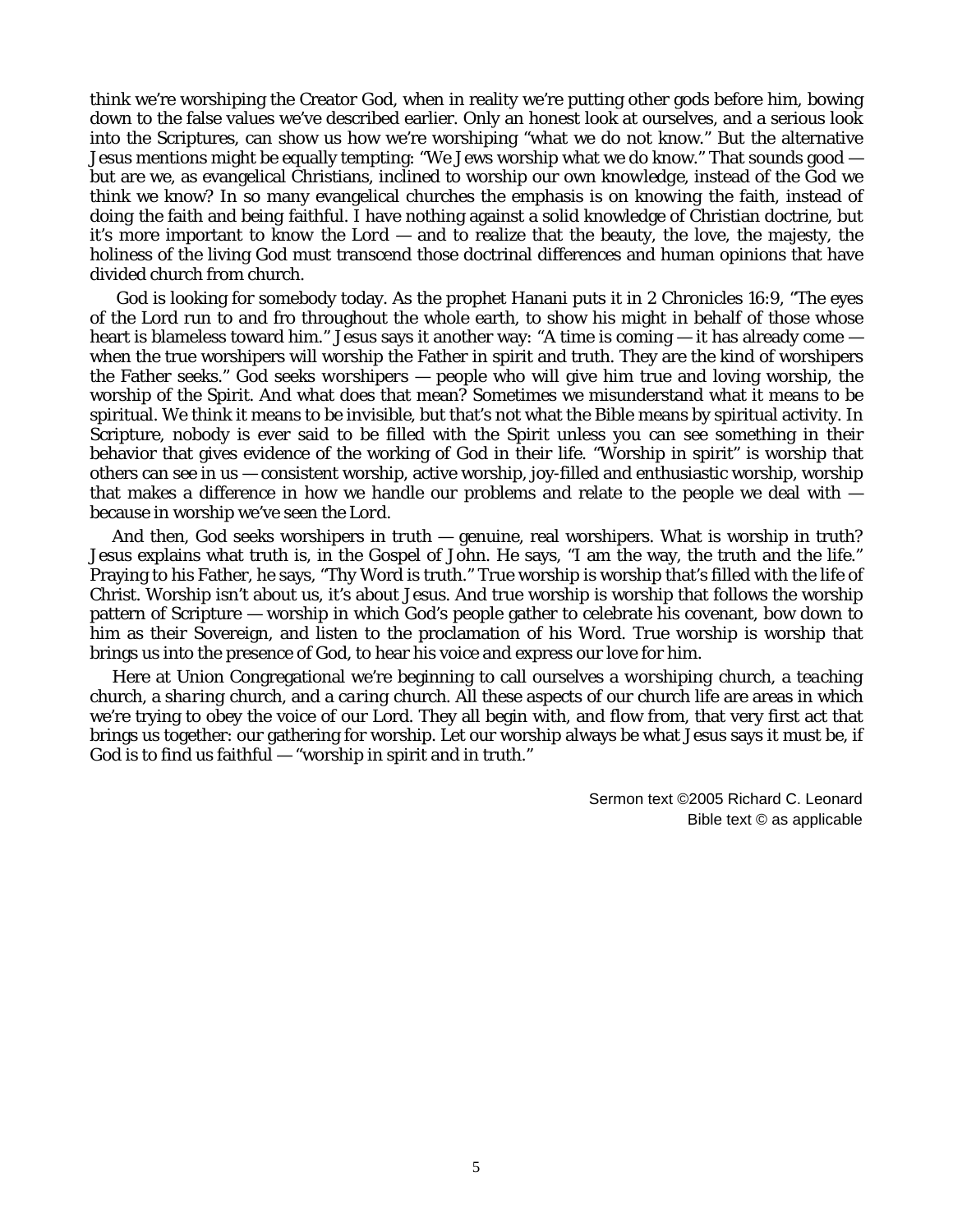think we're worshiping the Creator God, when in reality we're putting other gods before him, bowing down to the false values we've described earlier. Only an honest look at ourselves, and a serious look into the Scriptures, can show us how we're worshiping "what we do not know." But the alternative Jesus mentions might be equally tempting: "We Jews worship what we do know." That sounds good — but are we, as evangelical Christians, inclined to worship our own knowledge, instead of the God we think we know? In so many evangelical churches the emphasis is on knowing the faith, instead of doing the faith and being faithful. I have nothing against a solid knowledge of Christian doctrine, but it's more important to know the Lord — and to realize that the beauty, the love, the majesty, the holiness of the living God must transcend those doctrinal differences and human opinions that have divided church from church.

God is looking for somebody today. As the prophet Hanani puts it in 2 Chronicles 16:9, "The eyes of the Lord run to and fro throughout the whole earth, to show his might in behalf of those whose heart is blameless toward him." Jesus says it another way: "A time is coming — it has already come — when the true worshipers will worship the Father in spirit and truth. They are the kind of worshipers the Father seeks." God seeks worshipers — people who will give him true and loving worship, the worship of the Spirit. And what does that mean? Sometimes we misunderstand what it means to be spiritual. We think it means to be invisible, but that's not what the Bible means by spiritual activity. In Scripture, nobody is ever said to be filled with the Spirit unless you can see something in their behavior that gives evidence of the working of God in their life. "Worship in spirit" is worship that others can see in us — consistent worship, active worship, joy-filled and enthusiastic worship, worship that makes a difference in how we handle our problems and relate to the people we deal with — because in worship we've seen the Lord.

And then, God seeks worshipers in truth — genuine, real worshipers. What is worship in truth? Jesus explains what truth is, in the Gospel of John. He says, "I am the way, the truth and the life." Praying to his Father, he says, "Thy Word is truth." True worship is worship that's filled with the life of Christ. Worship isn't about us, it's about Jesus. And true worship is worship that follows the worship pattern of Scripture — worship in which God's people gather to celebrate his covenant, bow down to him as their Sovereign, and listen to the proclamation of his Word. True worship is worship that brings us into the presence of God, to hear his voice and express our love for him.

Here at Union Congregational we're beginning to call ourselves a *worshiping* church, a *teaching* church, a *sharing* church, and a *caring* church. All these aspects of our church life are areas in which we're trying to obey the voice of our Lord. They all begin with, and flow from, that very first act that brings us together: our gathering for worship. Let our worship always be what Jesus says it must be, if God is to find us faithful — "worship in spirit and in truth."

Sermon text ©2005 Richard C. Leonard
Bible text © as applicable